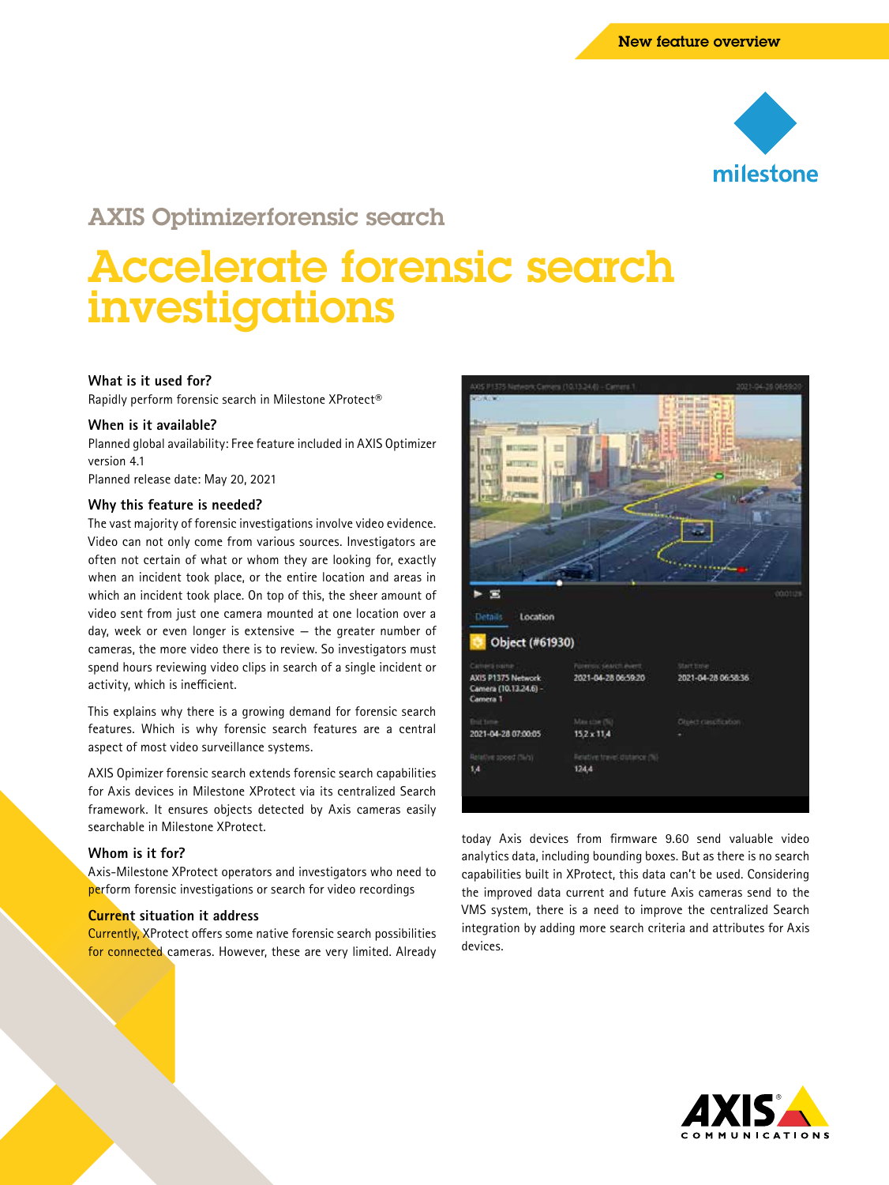New feature overview

## AXIS Optimizerforensic search

# Accelerate forensic search investigations

### What is it used for?

Rapidly perform forensic search in Milestone XProtect®

### When is it available?

Planned global availability: Free feature included in AXIS Optimizer version 4.1

Planned release date: May 20, 2021

### Why this feature is needed?

The vast majority of forensic investigations involve video evidence. Video can not only come from various sources. Investigators are often not certain of what or whom they are looking for, exactly when an incident took place, or the entire location and areas in which an incident took place. On top of this, the sheer amount of video sent from just one camera mounted at one location over a day, week or even longer is extensive — the greater number of cameras, the more video there is to review. So investigators must spend hours reviewing video clips in search of a single incident or activity, which is inefficient.

This explains why there is a growing demand for forensic search features. Which is why forensic search features are a central aspect of most video surveillance systems.

AXIS Opimizer forensic search extends forensic search capabilities for Axis devices in Milestone XProtect via its centralized Search framework. It ensures objects detected by Axis cameras easily searchable in Milestone XProtect.

### Whom is it for?

Axis-Milestone XProtect operators and investigators who need to perform forensic investigations or search for video recordings

### Current situation it address

Currently, XProtect offers some native forensic search possibilities for connected cameras. However, these are very limited. Already today Axis devices from firmware 9.60 send valuable video analytics data, including bounding boxes. But as there is no search capabilities built in XProtect, this data can't be used. Considering the improved data current and future Axis cameras send to the VMS system, there is a need to improve the centralized Search integration by adding more search criteria and attributes for Axis devices.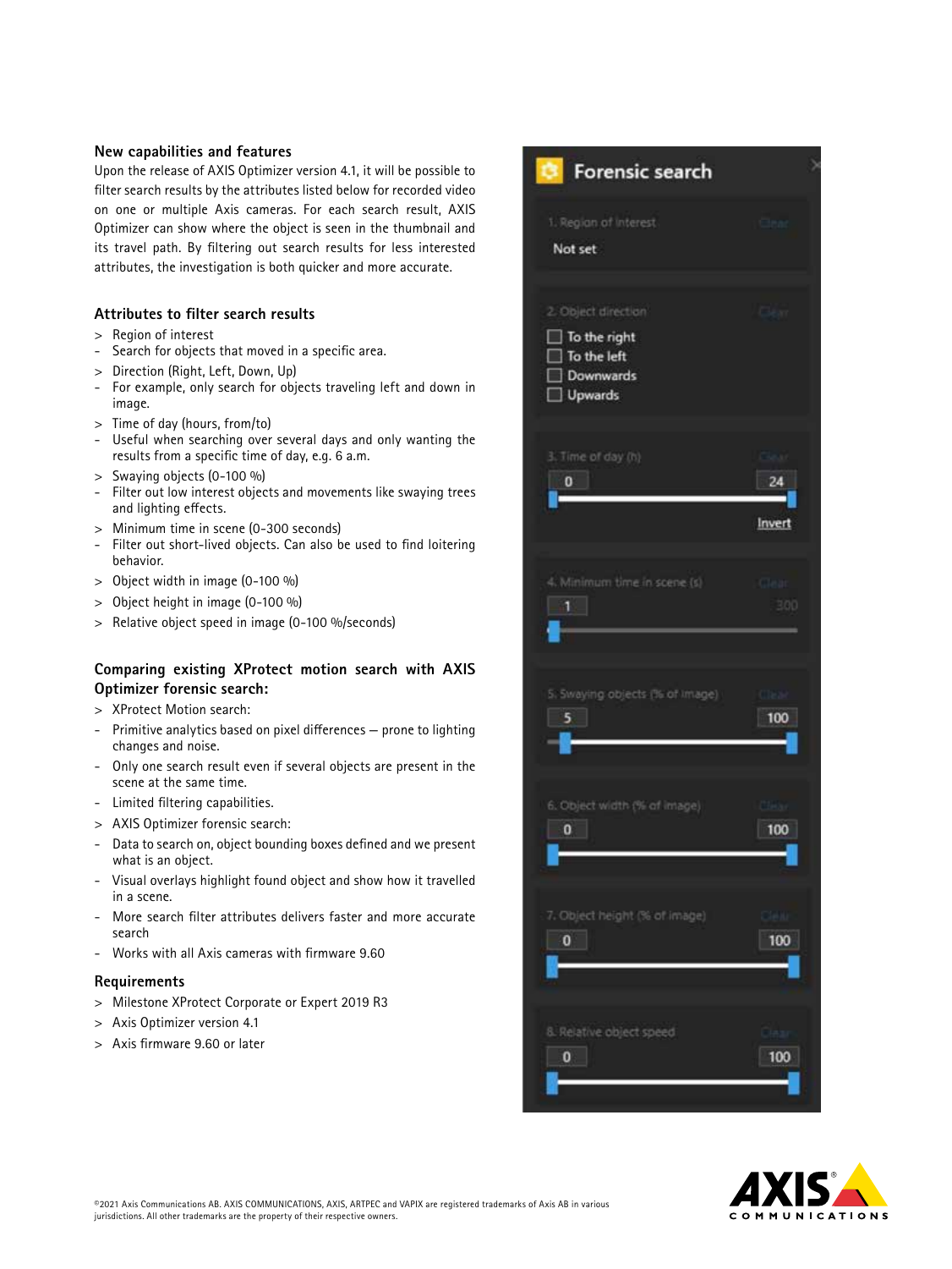### New capabilities and features

Upon the release of AXIS Optimizer version 4.1, it will be possible to filter search results by the attributes listed below for recorded video on one or multiple Axis cameras. For each search result, AXIS Optimizer can show where the object is seen in the thumbnail and its travel path. By filtering out search results for less interested attributes, the investigation is both quicker and more accurate.

### Attributes to filter search results

> Region of interest
- Search for objects that moved in a specific area.

> Direction (Right, Left, Down, Up)
- For example, only search for objects traveling left and down in image.

> Time of day (hours, from/to)
- Useful when searching over several days and only wanting the results from a specific time of day, e.g. 6 a.m.

> Swaying objects (0-100 %)
- Filter out low interest objects and movements like swaying trees and lighting effects.

> Minimum time in scene (0-300 seconds)
- Filter out short-lived objects. Can also be used to find loitering behavior.

> Object width in image (0-100 %)

> Object height in image (0-100 %)

> Relative object speed in image (0-100 %/seconds)

### Comparing existing XProtect motion search with AXIS Optimizer forensic search:

> XProtect Motion search:
- Primitive analytics based on pixel differences – prone to lighting changes and noise.
- Only one search result even if several objects are present in the scene at the same time.
- Limited filtering capabilities.

> AXIS Optimizer forensic search:
- Data to search on, object bounding boxes defined and we present what is an object.
- Visual overlays highlight found object and show how it travelled in a scene.
- More search filter attributes delivers faster and more accurate search
- Works with all Axis cameras with firmware 9.60

### Requirements

> Milestone XProtect Corporate or Expert 2019 R3

> Axis Optimizer version 4.1

> Axis firmware 9.60 or later

©2021 Axis Communications AB. AXIS COMMUNICATIONS, AXIS, ARTPEC and VAPIX are registered trademarks of Axis AB in various jurisdictions. All other trademarks are the property of their respective owners.